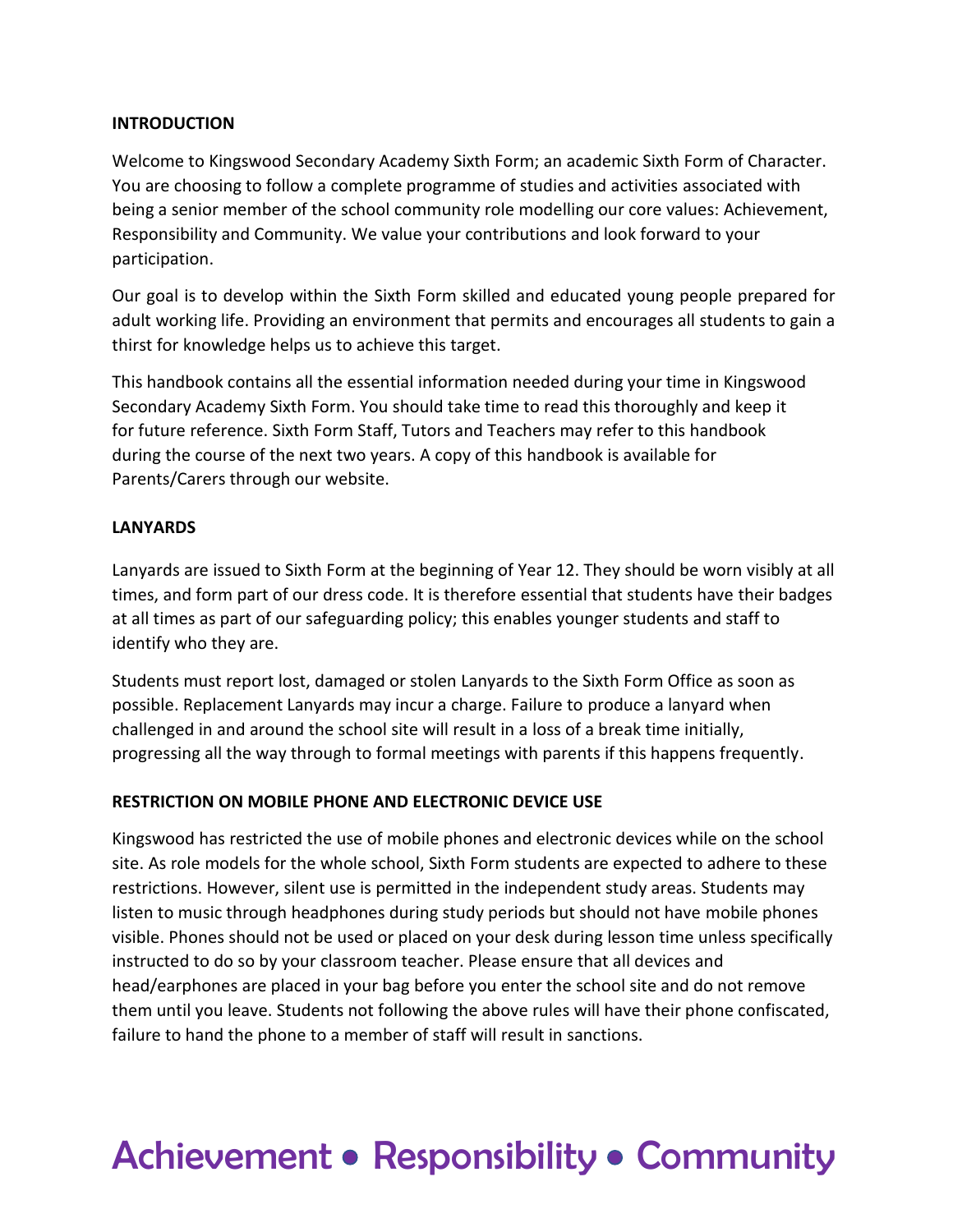## INTRODUCTION

Welcome to Kingswood Secondary Academy Sixth Form; an academic Sixth Form of Character. You are choosing to follow a complete programme of studies and activities associated with being a senior member of the school community role modelling our core values: Achievement, Responsibility and Community. We value your contributions and look forward to your participation.

Our goal is to develop within the Sixth Form skilled and educated young people prepared for adult working life. Providing an environment that permits and encourages all students to gain a thirst for knowledge helps us to achieve this target.

This handbook contains all the essential information needed during your time in Kingswood Secondary Academy Sixth Form. You should take time to read this thoroughly and keep it for future reference. Sixth Form Staff, Tutors and Teachers may refer to this handbook during the course of the next two years. A copy of this handbook is available for Parents/Carers through our website.

## LANYARDS

Lanyards are issued to Sixth Form at the beginning of Year 12. They should be worn visibly at all times, and form part of our dress code. It is therefore essential that students have their badges at all times as part of our safeguarding policy; this enables younger students and staff to identify who they are.

Students must report lost, damaged or stolen Lanyards to the Sixth Form Office as soon as possible. Replacement Lanyards may incur a charge. Failure to produce a lanyard when challenged in and around the school site will result in a loss of a break time initially, progressing all the way through to formal meetings with parents if this happens frequently.

## RESTRICTION ON MOBILE PHONE AND ELECTRONIC DEVICE USE

Kingswood has restricted the use of mobile phones and electronic devices while on the school site. As role models for the whole school, Sixth Form students are expected to adhere to these restrictions. However, silent use is permitted in the independent study areas. Students may listen to music through headphones during study periods but should not have mobile phones visible. Phones should not be used or placed on your desk during lesson time unless specifically instructed to do so by your classroom teacher. Please ensure that all devices and head/earphones are placed in your bag before you enter the school site and do not remove them until you leave. Students not following the above rules will have their phone confiscated, failure to hand the phone to a member of staff will result in sanctions.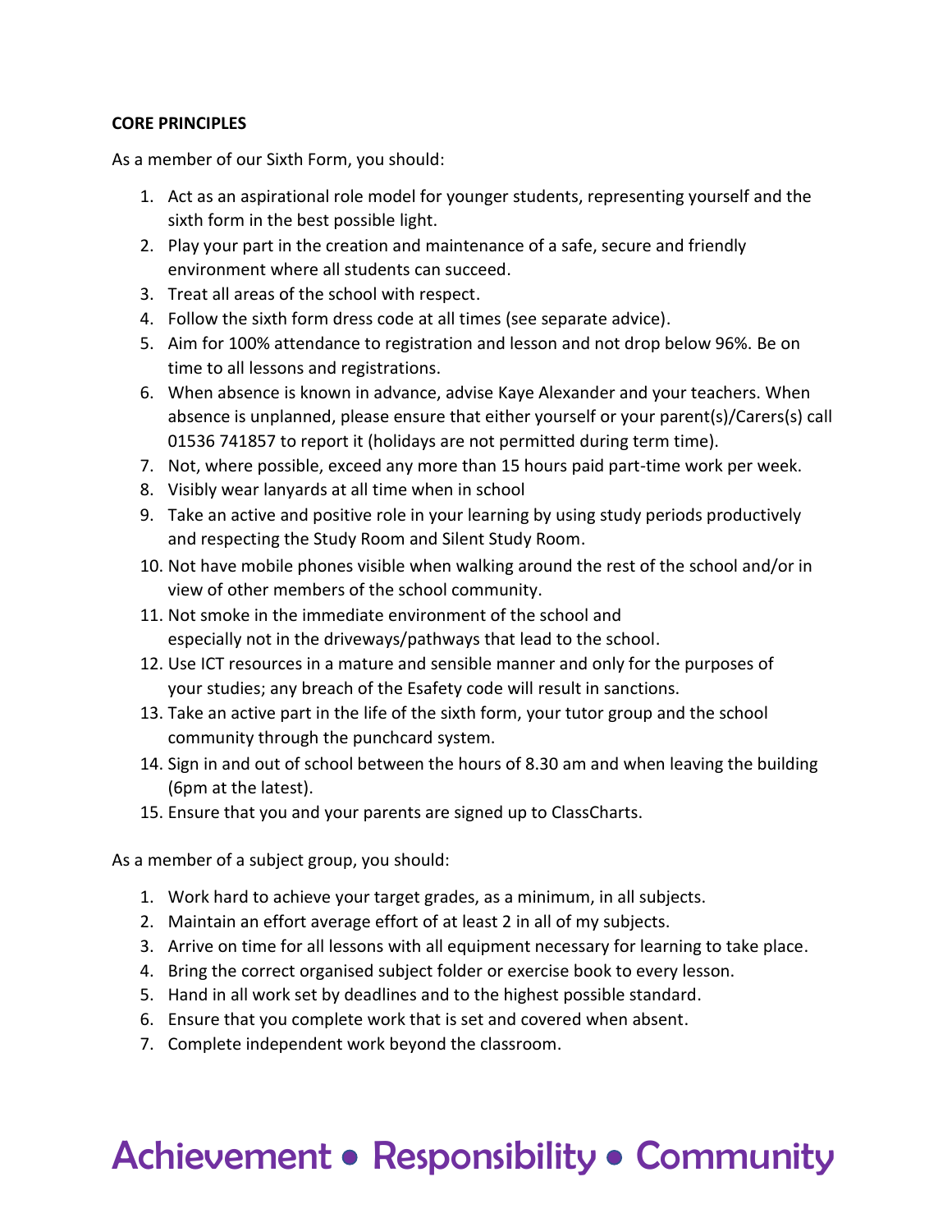**CORE PRINCIPLES**

As a member of our Sixth Form, you should:

1. Act as an aspirational role model for younger students, representing yourself and the sixth form in the best possible light.
2. Play your part in the creation and maintenance of a safe, secure and friendly environment where all students can succeed.
3. Treat all areas of the school with respect.
4. Follow the sixth form dress code at all times (see separate advice).
5. Aim for 100% attendance to registration and lesson and not drop below 96%. Be on time to all lessons and registrations.
6. When absence is known in advance, advise Kaye Alexander and your teachers. When absence is unplanned, please ensure that either yourself or your parent(s)/Carers(s) call 01536 741857 to report it (holidays are not permitted during term time).
7. Not, where possible, exceed any more than 15 hours paid part-time work per week.
8. Visibly wear lanyards at all time when in school
9. Take an active and positive role in your learning by using study periods productively and respecting the Study Room and Silent Study Room.
10. Not have mobile phones visible when walking around the rest of the school and/or in view of other members of the school community.
11. Not smoke in the immediate environment of the school and especially not in the driveways/pathways that lead to the school.
12. Use ICT resources in a mature and sensible manner and only for the purposes of your studies; any breach of the Esafety code will result in sanctions.
13. Take an active part in the life of the sixth form, your tutor group and the school community through the punchcard system.
14. Sign in and out of school between the hours of 8.30 am and when leaving the building (6pm at the latest).
15. Ensure that you and your parents are signed up to ClassCharts.

As a member of a subject group, you should:

1. Work hard to achieve your target grades, as a minimum, in all subjects.
2. Maintain an effort average effort of at least 2 in all of my subjects.
3. Arrive on time for all lessons with all equipment necessary for learning to take place.
4. Bring the correct organised subject folder or exercise book to every lesson.
5. Hand in all work set by deadlines and to the highest possible standard.
6. Ensure that you complete work that is set and covered when absent.
7. Complete independent work beyond the classroom.

Achievement • Responsibility • Community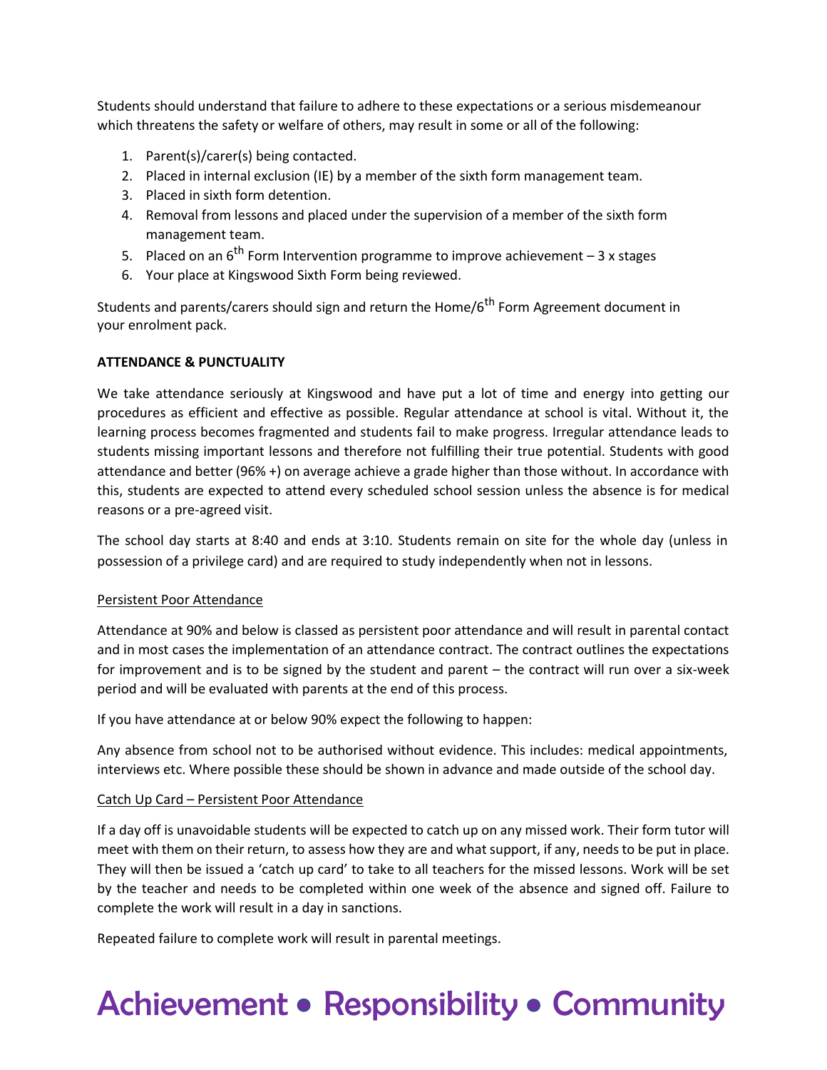Students should understand that failure to adhere to these expectations or a serious misdemeanour which threatens the safety or welfare of others, may result in some or all of the following:

1. Parent(s)/carer(s) being contacted.
2. Placed in internal exclusion (IE) by a member of the sixth form management team.
3. Placed in sixth form detention.
4. Removal from lessons and placed under the supervision of a member of the sixth form management team.
5. Placed on an 6th Form Intervention programme to improve achievement – 3 x stages
6. Your place at Kingswood Sixth Form being reviewed.

Students and parents/carers should sign and return the Home/6th Form Agreement document in your enrolment pack.

**ATTENDANCE & PUNCTUALITY**

We take attendance seriously at Kingswood and have put a lot of time and energy into getting our procedures as efficient and effective as possible. Regular attendance at school is vital. Without it, the learning process becomes fragmented and students fail to make progress. Irregular attendance leads to students missing important lessons and therefore not fulfilling their true potential. Students with good attendance and better (96% +) on average achieve a grade higher than those without. In accordance with this, students are expected to attend every scheduled school session unless the absence is for medical reasons or a pre-agreed visit.

The school day starts at 8:40 and ends at 3:10. Students remain on site for the whole day (unless in possession of a privilege card) and are required to study independently when not in lessons.

<u>Persistent Poor Attendance</u>

Attendance at 90% and below is classed as persistent poor attendance and will result in parental contact and in most cases the implementation of an attendance contract. The contract outlines the expectations for improvement and is to be signed by the student and parent – the contract will run over a six-week period and will be evaluated with parents at the end of this process.

If you have attendance at or below 90% expect the following to happen:

Any absence from school not to be authorised without evidence. This includes: medical appointments, interviews etc. Where possible these should be shown in advance and made outside of the school day.

<u>Catch Up Card – Persistent Poor Attendance</u>

If a day off is unavoidable students will be expected to catch up on any missed work. Their form tutor will meet with them on their return, to assess how they are and what support, if any, needs to be put in place. They will then be issued a 'catch up card' to take to all teachers for the missed lessons. Work will be set by the teacher and needs to be completed within one week of the absence and signed off. Failure to complete the work will result in a day in sanctions.

Repeated failure to complete work will result in parental meetings.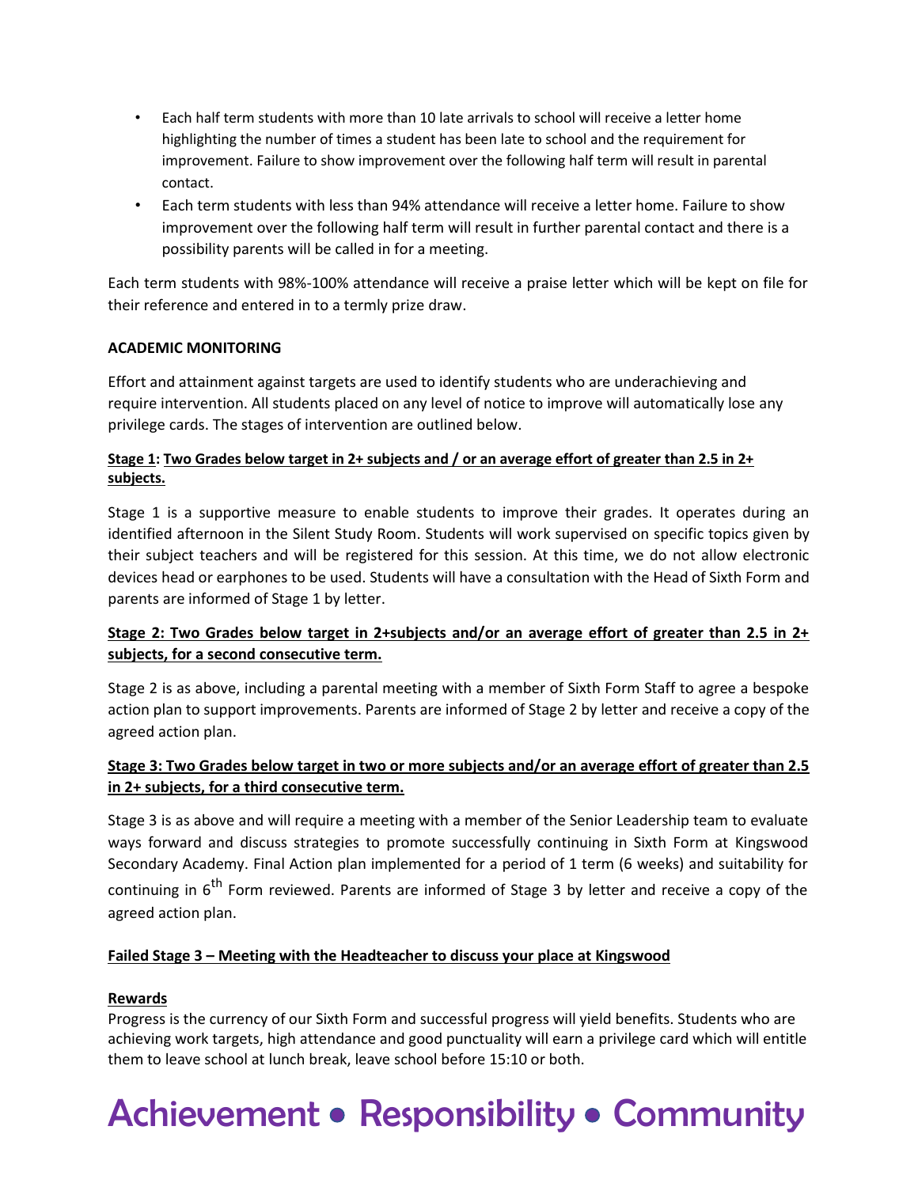- Each half term students with more than 10 late arrivals to school will receive a letter home highlighting the number of times a student has been late to school and the requirement for improvement. Failure to show improvement over the following half term will result in parental contact.
- Each term students with less than 94% attendance will receive a letter home. Failure to show improvement over the following half term will result in further parental contact and there is a possibility parents will be called in for a meeting.

Each term students with 98%-100% attendance will receive a praise letter which will be kept on file for their reference and entered in to a termly prize draw.

**ACADEMIC MONITORING**

Effort and attainment against targets are used to identify students who are underachieving and require intervention. All students placed on any level of notice to improve will automatically lose any privilege cards. The stages of intervention are outlined below.

**Stage 1: Two Grades below target in 2+ subjects and / or an average effort of greater than 2.5 in 2+ subjects.**

Stage 1 is a supportive measure to enable students to improve their grades. It operates during an identified afternoon in the Silent Study Room. Students will work supervised on specific topics given by their subject teachers and will be registered for this session. At this time, we do not allow electronic devices head or earphones to be used. Students will have a consultation with the Head of Sixth Form and parents are informed of Stage 1 by letter.

**Stage 2: Two Grades below target in 2+subjects and/or an average effort of greater than 2.5 in 2+ subjects, for a second consecutive term.**

Stage 2 is as above, including a parental meeting with a member of Sixth Form Staff to agree a bespoke action plan to support improvements. Parents are informed of Stage 2 by letter and receive a copy of the agreed action plan.

**Stage 3: Two Grades below target in two or more subjects and/or an average effort of greater than 2.5 in 2+ subjects, for a third consecutive term.**

Stage 3 is as above and will require a meeting with a member of the Senior Leadership team to evaluate ways forward and discuss strategies to promote successfully continuing in Sixth Form at Kingswood Secondary Academy. Final Action plan implemented for a period of 1 term (6 weeks) and suitability for continuing in 6th Form reviewed. Parents are informed of Stage 3 by letter and receive a copy of the agreed action plan.

**Failed Stage 3 – Meeting with the Headteacher to discuss your place at Kingswood**

**Rewards**

Progress is the currency of our Sixth Form and successful progress will yield benefits. Students who are achieving work targets, high attendance and good punctuality will earn a privilege card which will entitle them to leave school at lunch break, leave school before 15:10 or both.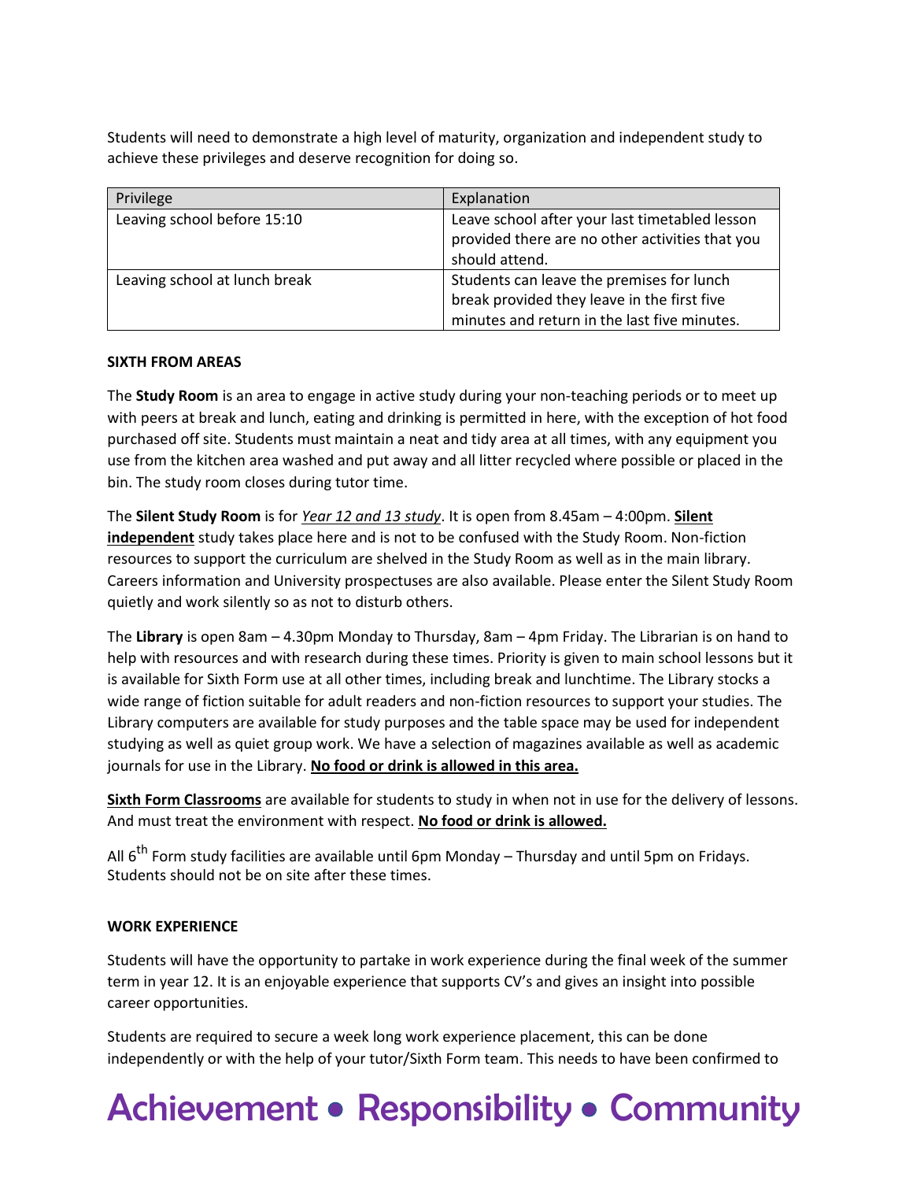Students will need to demonstrate a high level of maturity, organization and independent study to achieve these privileges and deserve recognition for doing so.

| Privilege | Explanation |
|---|---|
| Leaving school before 15:10 | Leave school after your last timetabled lesson provided there are no other activities that you should attend. |
| Leaving school at lunch break | Students can leave the premises for lunch break provided they leave in the first five minutes and return in the last five minutes. |

**SIXTH FROM AREAS**

The **Study Room** is an area to engage in active study during your non-teaching periods or to meet up with peers at break and lunch, eating and drinking is permitted in here, with the exception of hot food purchased off site. Students must maintain a neat and tidy area at all times, with any equipment you use from the kitchen area washed and put away and all litter recycled where possible or placed in the bin. The study room closes during tutor time.

The **Silent Study Room** is for *Year 12 and 13 study*. It is open from 8.45am – 4:00pm. **Silent independent** study takes place here and is not to be confused with the Study Room. Non-fiction resources to support the curriculum are shelved in the Study Room as well as in the main library. Careers information and University prospectuses are also available. Please enter the Silent Study Room quietly and work silently so as not to disturb others.

The **Library** is open 8am – 4.30pm Monday to Thursday, 8am – 4pm Friday. The Librarian is on hand to help with resources and with research during these times. Priority is given to main school lessons but it is available for Sixth Form use at all other times, including break and lunchtime. The Library stocks a wide range of fiction suitable for adult readers and non-fiction resources to support your studies. The Library computers are available for study purposes and the table space may be used for independent studying as well as quiet group work. We have a selection of magazines available as well as academic journals for use in the Library. **No food or drink is allowed in this area.**

**Sixth Form Classrooms** are available for students to study in when not in use for the delivery of lessons. And must treat the environment with respect. **No food or drink is allowed.**

All 6th Form study facilities are available until 6pm Monday – Thursday and until 5pm on Fridays. Students should not be on site after these times.

**WORK EXPERIENCE**

Students will have the opportunity to partake in work experience during the final week of the summer term in year 12. It is an enjoyable experience that supports CV's and gives an insight into possible career opportunities.

Students are required to secure a week long work experience placement, this can be done independently or with the help of your tutor/Sixth Form team. This needs to have been confirmed to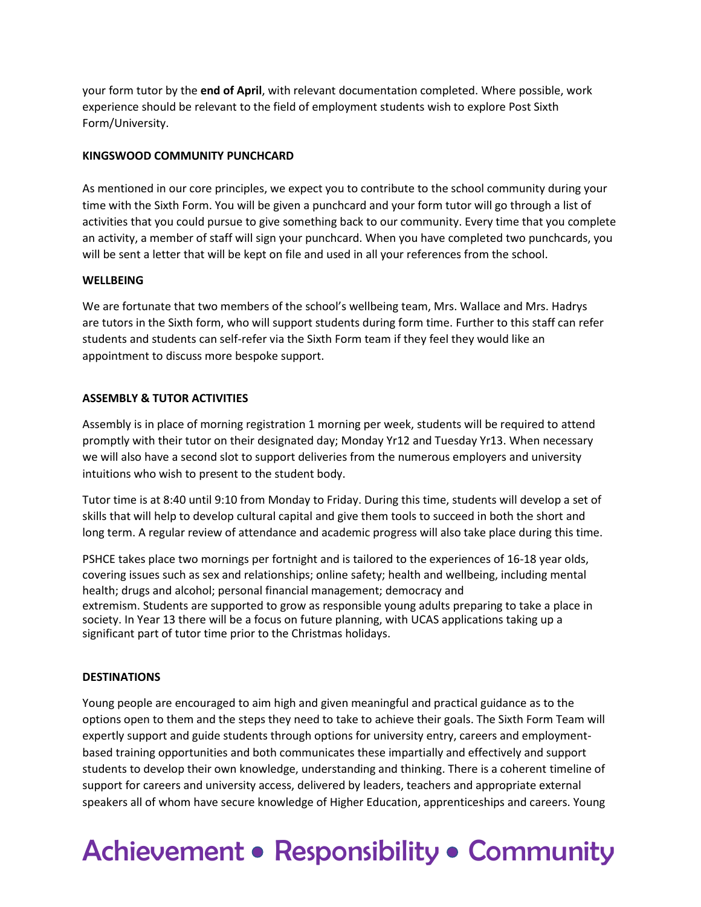your form tutor by the **end of April**, with relevant documentation completed. Where possible, work experience should be relevant to the field of employment students wish to explore Post Sixth Form/University.

**KINGSWOOD COMMUNITY PUNCHCARD**

As mentioned in our core principles, we expect you to contribute to the school community during your time with the Sixth Form. You will be given a punchcard and your form tutor will go through a list of activities that you could pursue to give something back to our community. Every time that you complete an activity, a member of staff will sign your punchcard. When you have completed two punchcards, you will be sent a letter that will be kept on file and used in all your references from the school.

**WELLBEING**

We are fortunate that two members of the school's wellbeing team, Mrs. Wallace and Mrs. Hadrys are tutors in the Sixth form, who will support students during form time. Further to this staff can refer students and students can self-refer via the Sixth Form team if they feel they would like an appointment to discuss more bespoke support.

**ASSEMBLY & TUTOR ACTIVITIES**

Assembly is in place of morning registration 1 morning per week, students will be required to attend promptly with their tutor on their designated day; Monday Yr12 and Tuesday Yr13. When necessary we will also have a second slot to support deliveries from the numerous employers and university intuitions who wish to present to the student body.

Tutor time is at 8:40 until 9:10 from Monday to Friday. During this time, students will develop a set of skills that will help to develop cultural capital and give them tools to succeed in both the short and long term. A regular review of attendance and academic progress will also take place during this time.

PSHCE takes place two mornings per fortnight and is tailored to the experiences of 16-18 year olds, covering issues such as sex and relationships; online safety; health and wellbeing, including mental health; drugs and alcohol; personal financial management; democracy and extremism. Students are supported to grow as responsible young adults preparing to take a place in society. In Year 13 there will be a focus on future planning, with UCAS applications taking up a significant part of tutor time prior to the Christmas holidays.

**DESTINATIONS**

Young people are encouraged to aim high and given meaningful and practical guidance as to the options open to them and the steps they need to take to achieve their goals. The Sixth Form Team will expertly support and guide students through options for university entry, careers and employment-based training opportunities and both communicates these impartially and effectively and support students to develop their own knowledge, understanding and thinking. There is a coherent timeline of support for careers and university access, delivered by leaders, teachers and appropriate external speakers all of whom have secure knowledge of Higher Education, apprenticeships and careers. Young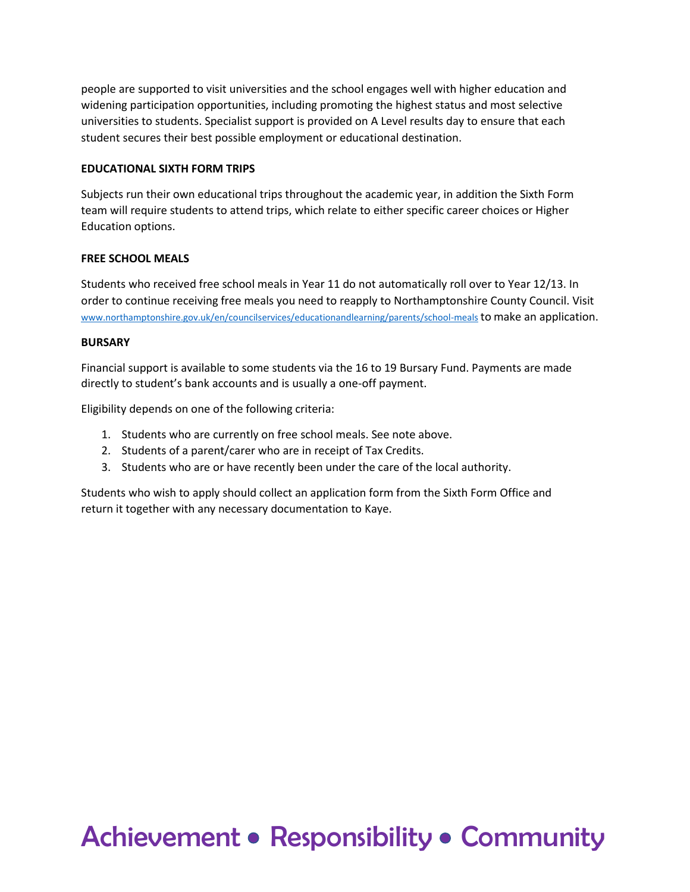people are supported to visit universities and the school engages well with higher education and widening participation opportunities, including promoting the highest status and most selective universities to students. Specialist support is provided on A Level results day to ensure that each student secures their best possible employment or educational destination.

**EDUCATIONAL SIXTH FORM TRIPS**

Subjects run their own educational trips throughout the academic year, in addition the Sixth Form team will require students to attend trips, which relate to either specific career choices or Higher Education options.

**FREE SCHOOL MEALS**

Students who received free school meals in Year 11 do not automatically roll over to Year 12/13. In order to continue receiving free meals you need to reapply to Northamptonshire County Council. Visit www.northamptonshire.gov.uk/en/councilservices/educationandlearning/parents/school-meals to make an application.

**BURSARY**

Financial support is available to some students via the 16 to 19 Bursary Fund. Payments are made directly to student's bank accounts and is usually a one-off payment.

Eligibility depends on one of the following criteria:

1. Students who are currently on free school meals. See note above.
2. Students of a parent/carer who are in receipt of Tax Credits.
3. Students who are or have recently been under the care of the local authority.

Students who wish to apply should collect an application form from the Sixth Form Office and return it together with any necessary documentation to Kaye.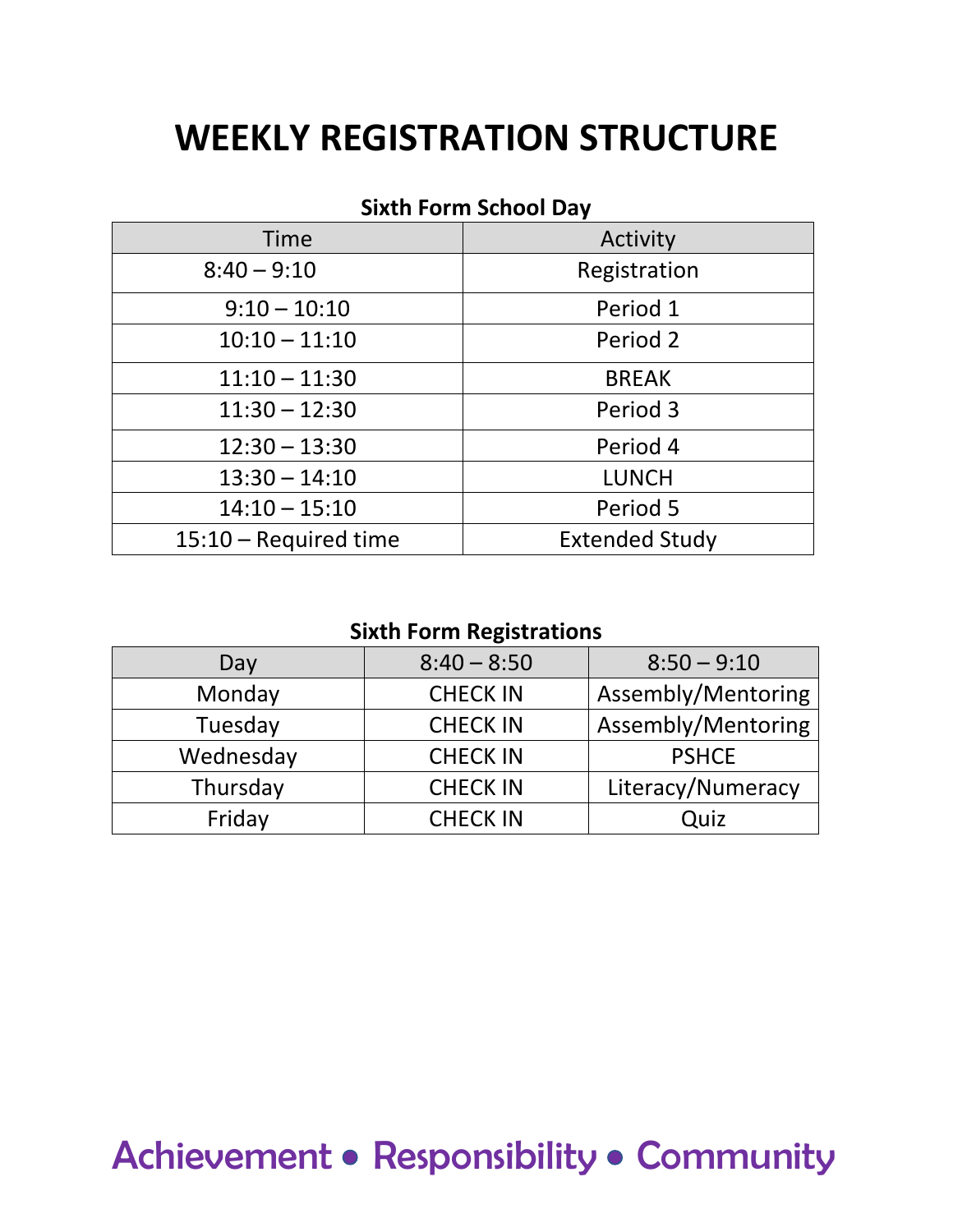# WEEKLY REGISTRATION STRUCTURE

**Sixth Form School Day**

| Time | Activity |
|---|---|
| 8:40 – 9:10 | Registration |
| 9:10 – 10:10 | Period 1 |
| 10:10 – 11:10 | Period 2 |
| 11:10 – 11:30 | BREAK |
| 11:30 – 12:30 | Period 3 |
| 12:30 – 13:30 | Period 4 |
| 13:30 – 14:10 | LUNCH |
| 14:10 – 15:10 | Period 5 |
| 15:10 – Required time | Extended Study |

**Sixth Form Registrations**

| Day | 8:40 – 8:50 | 8:50 – 9:10 |
|---|---|---|
| Monday | CHECK IN | Assembly/Mentoring |
| Tuesday | CHECK IN | Assembly/Mentoring |
| Wednesday | CHECK IN | PSHCE |
| Thursday | CHECK IN | Literacy/Numeracy |
| Friday | CHECK IN | Quiz |

Achievement • Responsibility • Community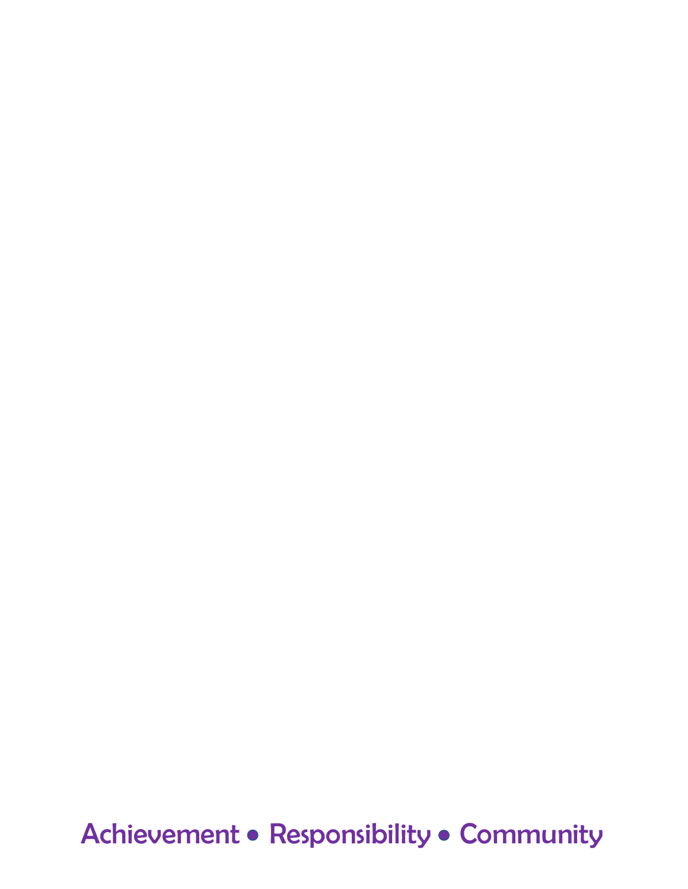Achievement • Responsibility • Community